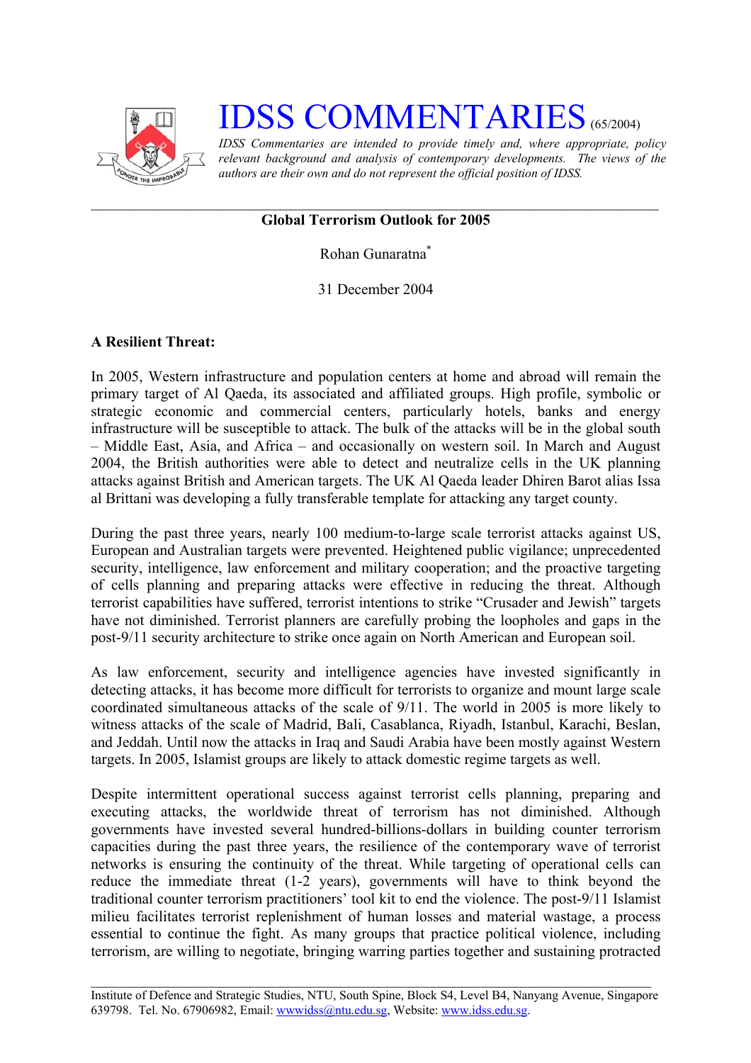# IDSS COMMENTARIES (65/2004)

*IDSS Commentaries are intended to provide timely and, where appropriate, policy relevant background and analysis of contemporary developments. The views of the authors are their own and do not represent the official position of IDSS.*

---

**Global Terrorism Outlook for 2005**

Rohan Gunaratna*

31 December 2004

**A Resilient Threat:**

In 2005, Western infrastructure and population centers at home and abroad will remain the primary target of Al Qaeda, its associated and affiliated groups. High profile, symbolic or strategic economic and commercial centers, particularly hotels, banks and energy infrastructure will be susceptible to attack. The bulk of the attacks will be in the global south – Middle East, Asia, and Africa – and occasionally on western soil. In March and August 2004, the British authorities were able to detect and neutralize cells in the UK planning attacks against British and American targets. The UK Al Qaeda leader Dhiren Barot alias Issa al Brittani was developing a fully transferable template for attacking any target county.

During the past three years, nearly 100 medium-to-large scale terrorist attacks against US, European and Australian targets were prevented. Heightened public vigilance; unprecedented security, intelligence, law enforcement and military cooperation; and the proactive targeting of cells planning and preparing attacks were effective in reducing the threat. Although terrorist capabilities have suffered, terrorist intentions to strike "Crusader and Jewish" targets have not diminished. Terrorist planners are carefully probing the loopholes and gaps in the post-9/11 security architecture to strike once again on North American and European soil.

As law enforcement, security and intelligence agencies have invested significantly in detecting attacks, it has become more difficult for terrorists to organize and mount large scale coordinated simultaneous attacks of the scale of 9/11. The world in 2005 is more likely to witness attacks of the scale of Madrid, Bali, Casablanca, Riyadh, Istanbul, Karachi, Beslan, and Jeddah. Until now the attacks in Iraq and Saudi Arabia have been mostly against Western targets. In 2005, Islamist groups are likely to attack domestic regime targets as well.

Despite intermittent operational success against terrorist cells planning, preparing and executing attacks, the worldwide threat of terrorism has not diminished. Although governments have invested several hundred-billions-dollars in building counter terrorism capacities during the past three years, the resilience of the contemporary wave of terrorist networks is ensuring the continuity of the threat. While targeting of operational cells can reduce the immediate threat (1-2 years), governments will have to think beyond the traditional counter terrorism practitioners' tool kit to end the violence. The post-9/11 Islamist milieu facilitates terrorist replenishment of human losses and material wastage, a process essential to continue the fight. As many groups that practice political violence, including terrorism, are willing to negotiate, bringing warring parties together and sustaining protracted

---

Institute of Defence and Strategic Studies, NTU, South Spine, Block S4, Level B4, Nanyang Avenue, Singapore 639798. Tel. No. 67906982, Email: wwwidss@ntu.edu.sg, Website: www.idss.edu.sg.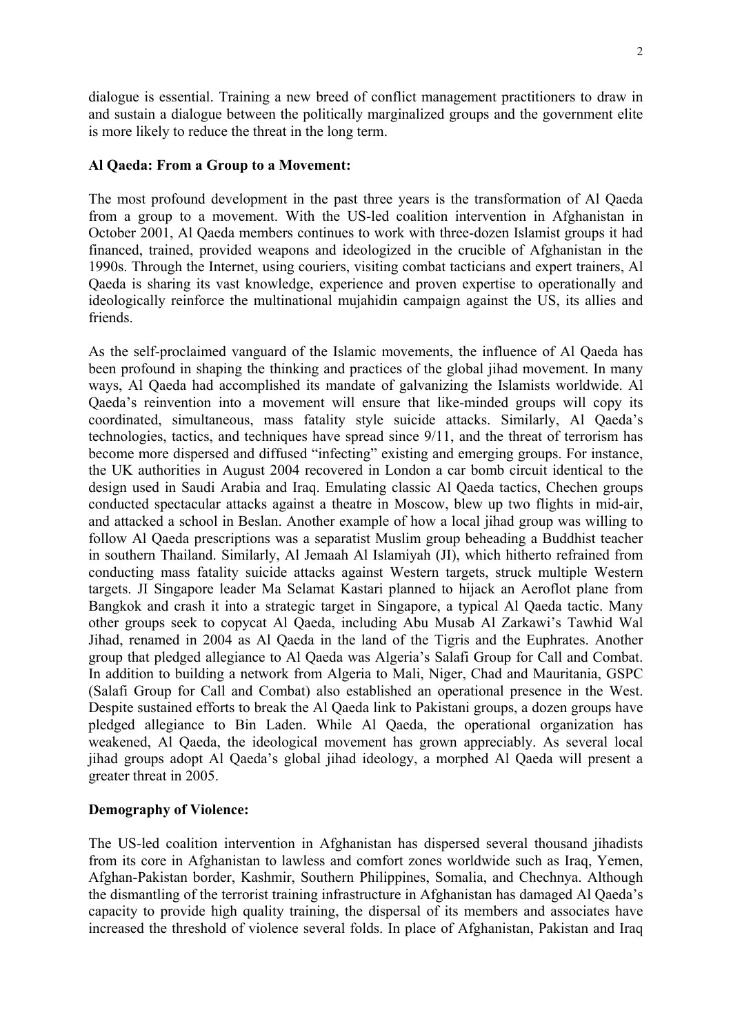dialogue is essential. Training a new breed of conflict management practitioners to draw in and sustain a dialogue between the politically marginalized groups and the government elite is more likely to reduce the threat in the long term.

**Al Qaeda: From a Group to a Movement:**

The most profound development in the past three years is the transformation of Al Qaeda from a group to a movement. With the US-led coalition intervention in Afghanistan in October 2001, Al Qaeda members continues to work with three-dozen Islamist groups it had financed, trained, provided weapons and ideologized in the crucible of Afghanistan in the 1990s. Through the Internet, using couriers, visiting combat tacticians and expert trainers, Al Qaeda is sharing its vast knowledge, experience and proven expertise to operationally and ideologically reinforce the multinational mujahidin campaign against the US, its allies and friends.

As the self-proclaimed vanguard of the Islamic movements, the influence of Al Qaeda has been profound in shaping the thinking and practices of the global jihad movement. In many ways, Al Qaeda had accomplished its mandate of galvanizing the Islamists worldwide. Al Qaeda's reinvention into a movement will ensure that like-minded groups will copy its coordinated, simultaneous, mass fatality style suicide attacks. Similarly, Al Qaeda's technologies, tactics, and techniques have spread since 9/11, and the threat of terrorism has become more dispersed and diffused "infecting" existing and emerging groups. For instance, the UK authorities in August 2004 recovered in London a car bomb circuit identical to the design used in Saudi Arabia and Iraq. Emulating classic Al Qaeda tactics, Chechen groups conducted spectacular attacks against a theatre in Moscow, blew up two flights in mid-air, and attacked a school in Beslan. Another example of how a local jihad group was willing to follow Al Qaeda prescriptions was a separatist Muslim group beheading a Buddhist teacher in southern Thailand. Similarly, Al Jemaah Al Islamiyah (JI), which hitherto refrained from conducting mass fatality suicide attacks against Western targets, struck multiple Western targets. JI Singapore leader Ma Selamat Kastari planned to hijack an Aeroflot plane from Bangkok and crash it into a strategic target in Singapore, a typical Al Qaeda tactic. Many other groups seek to copycat Al Qaeda, including Abu Musab Al Zarkawi's Tawhid Wal Jihad, renamed in 2004 as Al Qaeda in the land of the Tigris and the Euphrates. Another group that pledged allegiance to Al Qaeda was Algeria's Salafi Group for Call and Combat. In addition to building a network from Algeria to Mali, Niger, Chad and Mauritania, GSPC (Salafi Group for Call and Combat) also established an operational presence in the West. Despite sustained efforts to break the Al Qaeda link to Pakistani groups, a dozen groups have pledged allegiance to Bin Laden. While Al Qaeda, the operational organization has weakened, Al Qaeda, the ideological movement has grown appreciably. As several local jihad groups adopt Al Qaeda's global jihad ideology, a morphed Al Qaeda will present a greater threat in 2005.

**Demography of Violence:**

The US-led coalition intervention in Afghanistan has dispersed several thousand jihadists from its core in Afghanistan to lawless and comfort zones worldwide such as Iraq, Yemen, Afghan-Pakistan border, Kashmir, Southern Philippines, Somalia, and Chechnya. Although the dismantling of the terrorist training infrastructure in Afghanistan has damaged Al Qaeda's capacity to provide high quality training, the dispersal of its members and associates have increased the threshold of violence several folds. In place of Afghanistan, Pakistan and Iraq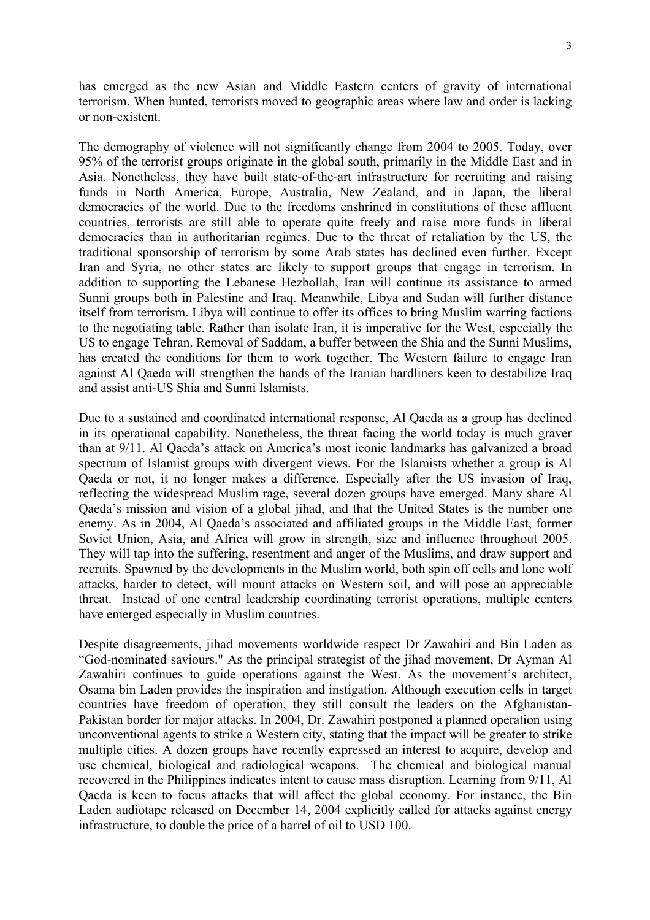has emerged as the new Asian and Middle Eastern centers of gravity of international terrorism. When hunted, terrorists moved to geographic areas where law and order is lacking or non-existent.

The demography of violence will not significantly change from 2004 to 2005. Today, over 95% of the terrorist groups originate in the global south, primarily in the Middle East and in Asia. Nonetheless, they have built state-of-the-art infrastructure for recruiting and raising funds in North America, Europe, Australia, New Zealand, and in Japan, the liberal democracies of the world. Due to the freedoms enshrined in constitutions of these affluent countries, terrorists are still able to operate quite freely and raise more funds in liberal democracies than in authoritarian regimes. Due to the threat of retaliation by the US, the traditional sponsorship of terrorism by some Arab states has declined even further. Except Iran and Syria, no other states are likely to support groups that engage in terrorism. In addition to supporting the Lebanese Hezbollah, Iran will continue its assistance to armed Sunni groups both in Palestine and Iraq. Meanwhile, Libya and Sudan will further distance itself from terrorism. Libya will continue to offer its offices to bring Muslim warring factions to the negotiating table. Rather than isolate Iran, it is imperative for the West, especially the US to engage Tehran. Removal of Saddam, a buffer between the Shia and the Sunni Muslims, has created the conditions for them to work together. The Western failure to engage Iran against Al Qaeda will strengthen the hands of the Iranian hardliners keen to destabilize Iraq and assist anti-US Shia and Sunni Islamists.

Due to a sustained and coordinated international response, Al Qaeda as a group has declined in its operational capability. Nonetheless, the threat facing the world today is much graver than at 9/11. Al Qaeda's attack on America's most iconic landmarks has galvanized a broad spectrum of Islamist groups with divergent views. For the Islamists whether a group is Al Qaeda or not, it no longer makes a difference. Especially after the US invasion of Iraq, reflecting the widespread Muslim rage, several dozen groups have emerged. Many share Al Qaeda's mission and vision of a global jihad, and that the United States is the number one enemy. As in 2004, Al Qaeda's associated and affiliated groups in the Middle East, former Soviet Union, Asia, and Africa will grow in strength, size and influence throughout 2005. They will tap into the suffering, resentment and anger of the Muslims, and draw support and recruits. Spawned by the developments in the Muslim world, both spin off cells and lone wolf attacks, harder to detect, will mount attacks on Western soil, and will pose an appreciable threat. Instead of one central leadership coordinating terrorist operations, multiple centers have emerged especially in Muslim countries.

Despite disagreements, jihad movements worldwide respect Dr Zawahiri and Bin Laden as "God-nominated saviours." As the principal strategist of the jihad movement, Dr Ayman Al Zawahiri continues to guide operations against the West. As the movement's architect, Osama bin Laden provides the inspiration and instigation. Although execution cells in target countries have freedom of operation, they still consult the leaders on the Afghanistan-Pakistan border for major attacks. In 2004, Dr. Zawahiri postponed a planned operation using unconventional agents to strike a Western city, stating that the impact will be greater to strike multiple cities. A dozen groups have recently expressed an interest to acquire, develop and use chemical, biological and radiological weapons. The chemical and biological manual recovered in the Philippines indicates intent to cause mass disruption. Learning from 9/11, Al Qaeda is keen to focus attacks that will affect the global economy. For instance, the Bin Laden audiotape released on December 14, 2004 explicitly called for attacks against energy infrastructure, to double the price of a barrel of oil to USD 100.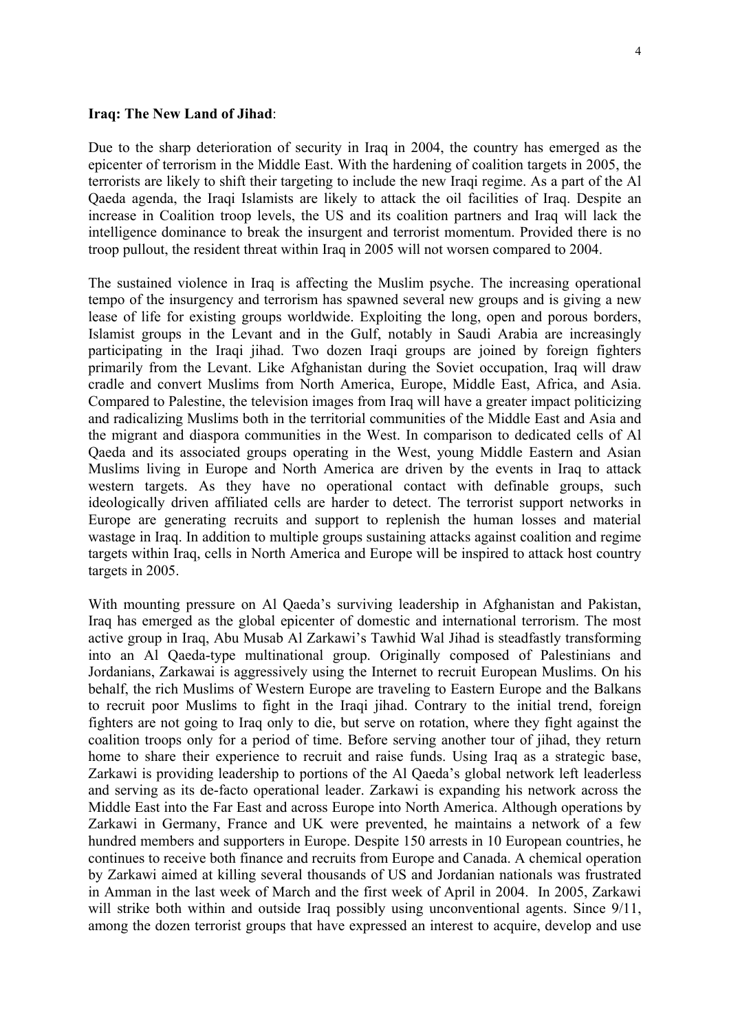**Iraq: The New Land of Jihad**:

Due to the sharp deterioration of security in Iraq in 2004, the country has emerged as the epicenter of terrorism in the Middle East. With the hardening of coalition targets in 2005, the terrorists are likely to shift their targeting to include the new Iraqi regime. As a part of the Al Qaeda agenda, the Iraqi Islamists are likely to attack the oil facilities of Iraq. Despite an increase in Coalition troop levels, the US and its coalition partners and Iraq will lack the intelligence dominance to break the insurgent and terrorist momentum. Provided there is no troop pullout, the resident threat within Iraq in 2005 will not worsen compared to 2004.

The sustained violence in Iraq is affecting the Muslim psyche. The increasing operational tempo of the insurgency and terrorism has spawned several new groups and is giving a new lease of life for existing groups worldwide. Exploiting the long, open and porous borders, Islamist groups in the Levant and in the Gulf, notably in Saudi Arabia are increasingly participating in the Iraqi jihad. Two dozen Iraqi groups are joined by foreign fighters primarily from the Levant. Like Afghanistan during the Soviet occupation, Iraq will draw cradle and convert Muslims from North America, Europe, Middle East, Africa, and Asia. Compared to Palestine, the television images from Iraq will have a greater impact politicizing and radicalizing Muslims both in the territorial communities of the Middle East and Asia and the migrant and diaspora communities in the West. In comparison to dedicated cells of Al Qaeda and its associated groups operating in the West, young Middle Eastern and Asian Muslims living in Europe and North America are driven by the events in Iraq to attack western targets. As they have no operational contact with definable groups, such ideologically driven affiliated cells are harder to detect. The terrorist support networks in Europe are generating recruits and support to replenish the human losses and material wastage in Iraq. In addition to multiple groups sustaining attacks against coalition and regime targets within Iraq, cells in North America and Europe will be inspired to attack host country targets in 2005.

With mounting pressure on Al Qaeda's surviving leadership in Afghanistan and Pakistan, Iraq has emerged as the global epicenter of domestic and international terrorism. The most active group in Iraq, Abu Musab Al Zarkawi's Tawhid Wal Jihad is steadfastly transforming into an Al Qaeda-type multinational group. Originally composed of Palestinians and Jordanians, Zarkawai is aggressively using the Internet to recruit European Muslims. On his behalf, the rich Muslims of Western Europe are traveling to Eastern Europe and the Balkans to recruit poor Muslims to fight in the Iraqi jihad. Contrary to the initial trend, foreign fighters are not going to Iraq only to die, but serve on rotation, where they fight against the coalition troops only for a period of time. Before serving another tour of jihad, they return home to share their experience to recruit and raise funds. Using Iraq as a strategic base, Zarkawi is providing leadership to portions of the Al Qaeda's global network left leaderless and serving as its de-facto operational leader. Zarkawi is expanding his network across the Middle East into the Far East and across Europe into North America. Although operations by Zarkawi in Germany, France and UK were prevented, he maintains a network of a few hundred members and supporters in Europe. Despite 150 arrests in 10 European countries, he continues to receive both finance and recruits from Europe and Canada. A chemical operation by Zarkawi aimed at killing several thousands of US and Jordanian nationals was frustrated in Amman in the last week of March and the first week of April in 2004. In 2005, Zarkawi will strike both within and outside Iraq possibly using unconventional agents. Since 9/11, among the dozen terrorist groups that have expressed an interest to acquire, develop and use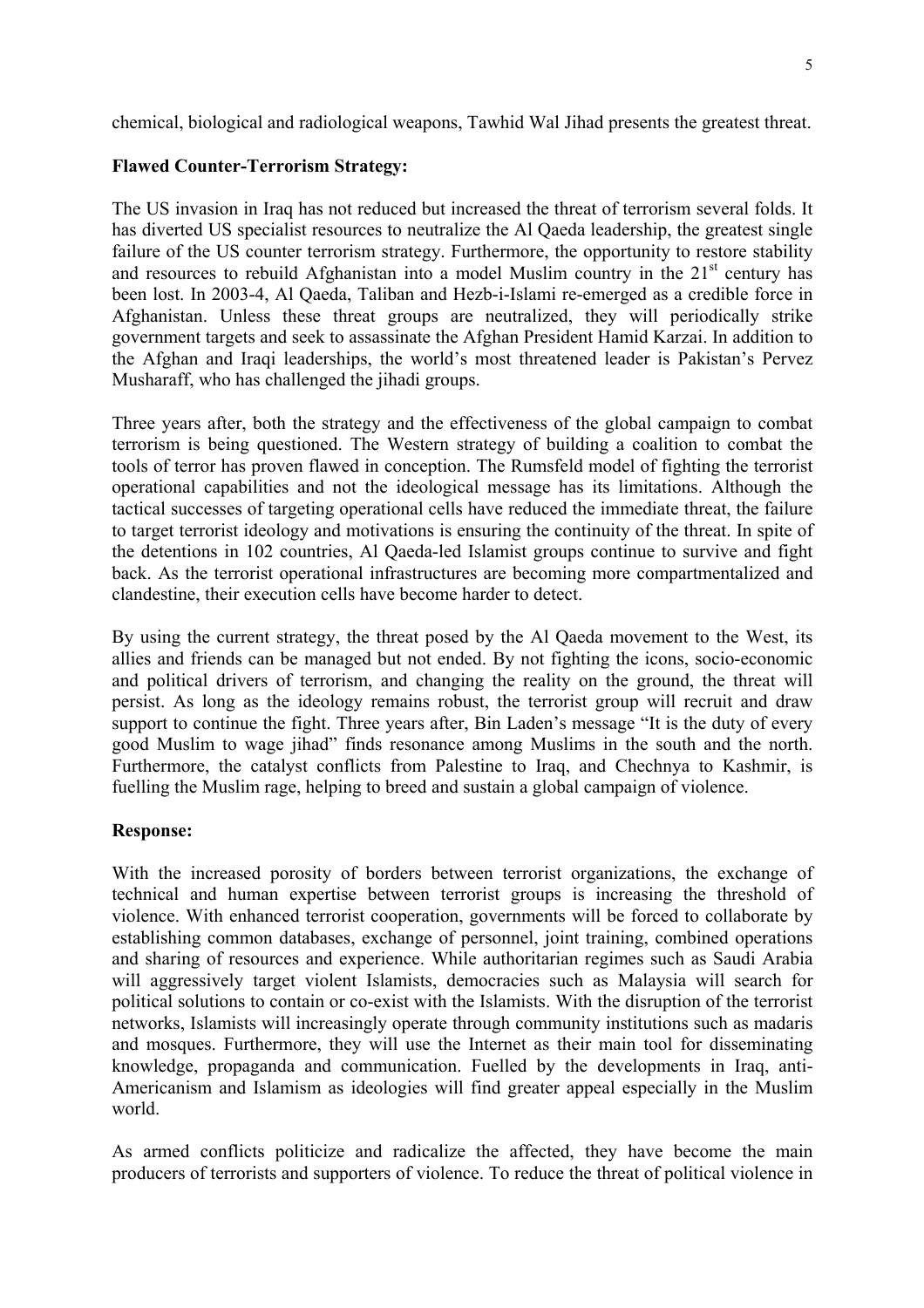chemical, biological and radiological weapons, Tawhid Wal Jihad presents the greatest threat.

**Flawed Counter-Terrorism Strategy:**

The US invasion in Iraq has not reduced but increased the threat of terrorism several folds. It has diverted US specialist resources to neutralize the Al Qaeda leadership, the greatest single failure of the US counter terrorism strategy. Furthermore, the opportunity to restore stability and resources to rebuild Afghanistan into a model Muslim country in the 21st century has been lost. In 2003-4, Al Qaeda, Taliban and Hezb-i-Islami re-emerged as a credible force in Afghanistan. Unless these threat groups are neutralized, they will periodically strike government targets and seek to assassinate the Afghan President Hamid Karzai. In addition to the Afghan and Iraqi leaderships, the world's most threatened leader is Pakistan's Pervez Musharaff, who has challenged the jihadi groups.

Three years after, both the strategy and the effectiveness of the global campaign to combat terrorism is being questioned. The Western strategy of building a coalition to combat the tools of terror has proven flawed in conception. The Rumsfeld model of fighting the terrorist operational capabilities and not the ideological message has its limitations. Although the tactical successes of targeting operational cells have reduced the immediate threat, the failure to target terrorist ideology and motivations is ensuring the continuity of the threat. In spite of the detentions in 102 countries, Al Qaeda-led Islamist groups continue to survive and fight back. As the terrorist operational infrastructures are becoming more compartmentalized and clandestine, their execution cells have become harder to detect.

By using the current strategy, the threat posed by the Al Qaeda movement to the West, its allies and friends can be managed but not ended. By not fighting the icons, socio-economic and political drivers of terrorism, and changing the reality on the ground, the threat will persist. As long as the ideology remains robust, the terrorist group will recruit and draw support to continue the fight. Three years after, Bin Laden's message "It is the duty of every good Muslim to wage jihad" finds resonance among Muslims in the south and the north. Furthermore, the catalyst conflicts from Palestine to Iraq, and Chechnya to Kashmir, is fuelling the Muslim rage, helping to breed and sustain a global campaign of violence.

**Response:**

With the increased porosity of borders between terrorist organizations, the exchange of technical and human expertise between terrorist groups is increasing the threshold of violence. With enhanced terrorist cooperation, governments will be forced to collaborate by establishing common databases, exchange of personnel, joint training, combined operations and sharing of resources and experience. While authoritarian regimes such as Saudi Arabia will aggressively target violent Islamists, democracies such as Malaysia will search for political solutions to contain or co-exist with the Islamists. With the disruption of the terrorist networks, Islamists will increasingly operate through community institutions such as madaris and mosques. Furthermore, they will use the Internet as their main tool for disseminating knowledge, propaganda and communication. Fuelled by the developments in Iraq, anti-Americanism and Islamism as ideologies will find greater appeal especially in the Muslim world.

As armed conflicts politicize and radicalize the affected, they have become the main producers of terrorists and supporters of violence. To reduce the threat of political violence in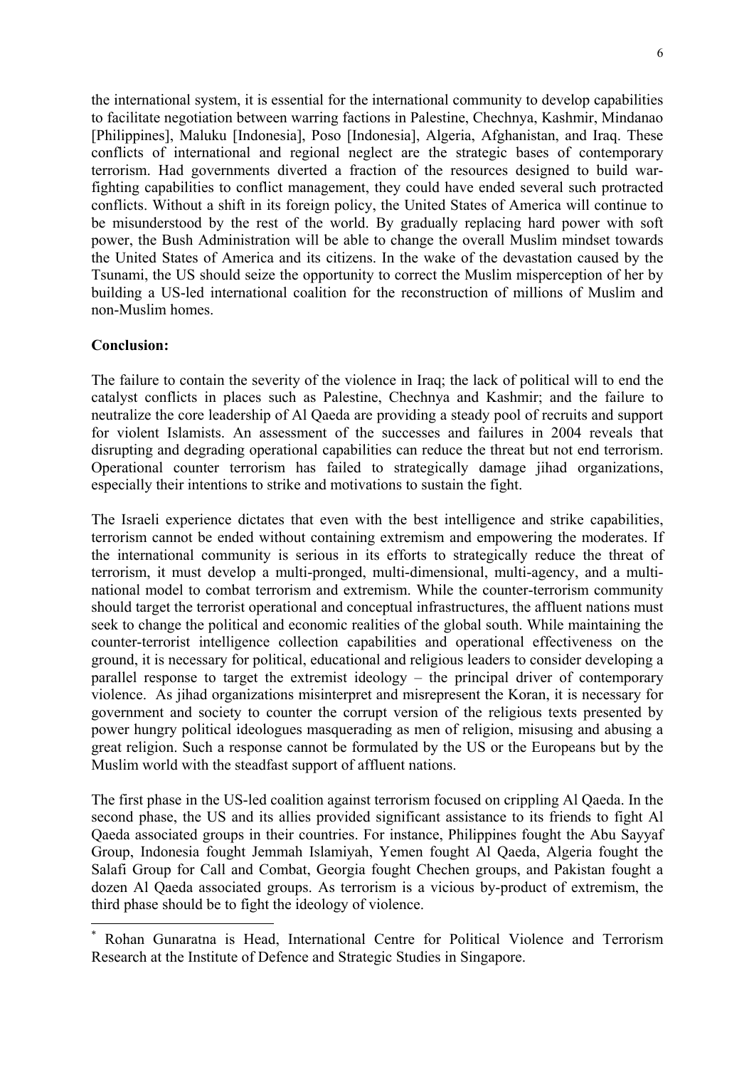the international system, it is essential for the international community to develop capabilities to facilitate negotiation between warring factions in Palestine, Chechnya, Kashmir, Mindanao [Philippines], Maluku [Indonesia], Poso [Indonesia], Algeria, Afghanistan, and Iraq. These conflicts of international and regional neglect are the strategic bases of contemporary terrorism. Had governments diverted a fraction of the resources designed to build war-fighting capabilities to conflict management, they could have ended several such protracted conflicts. Without a shift in its foreign policy, the United States of America will continue to be misunderstood by the rest of the world. By gradually replacing hard power with soft power, the Bush Administration will be able to change the overall Muslim mindset towards the United States of America and its citizens. In the wake of the devastation caused by the Tsunami, the US should seize the opportunity to correct the Muslim misperception of her by building a US-led international coalition for the reconstruction of millions of Muslim and non-Muslim homes.

**Conclusion:**

The failure to contain the severity of the violence in Iraq; the lack of political will to end the catalyst conflicts in places such as Palestine, Chechnya and Kashmir; and the failure to neutralize the core leadership of Al Qaeda are providing a steady pool of recruits and support for violent Islamists. An assessment of the successes and failures in 2004 reveals that disrupting and degrading operational capabilities can reduce the threat but not end terrorism. Operational counter terrorism has failed to strategically damage jihad organizations, especially their intentions to strike and motivations to sustain the fight.

The Israeli experience dictates that even with the best intelligence and strike capabilities, terrorism cannot be ended without containing extremism and empowering the moderates. If the international community is serious in its efforts to strategically reduce the threat of terrorism, it must develop a multi-pronged, multi-dimensional, multi-agency, and a multi-national model to combat terrorism and extremism. While the counter-terrorism community should target the terrorist operational and conceptual infrastructures, the affluent nations must seek to change the political and economic realities of the global south. While maintaining the counter-terrorist intelligence collection capabilities and operational effectiveness on the ground, it is necessary for political, educational and religious leaders to consider developing a parallel response to target the extremist ideology – the principal driver of contemporary violence. As jihad organizations misinterpret and misrepresent the Koran, it is necessary for government and society to counter the corrupt version of the religious texts presented by power hungry political ideologues masquerading as men of religion, misusing and abusing a great religion. Such a response cannot be formulated by the US or the Europeans but by the Muslim world with the steadfast support of affluent nations.

The first phase in the US-led coalition against terrorism focused on crippling Al Qaeda. In the second phase, the US and its allies provided significant assistance to its friends to fight Al Qaeda associated groups in their countries. For instance, Philippines fought the Abu Sayyaf Group, Indonesia fought Jemmah Islamiyah, Yemen fought Al Qaeda, Algeria fought the Salafi Group for Call and Combat, Georgia fought Chechen groups, and Pakistan fought a dozen Al Qaeda associated groups. As terrorism is a vicious by-product of extremism, the third phase should be to fight the ideology of violence.

---

[*] Rohan Gunaratna is Head, International Centre for Political Violence and Terrorism Research at the Institute of Defence and Strategic Studies in Singapore.